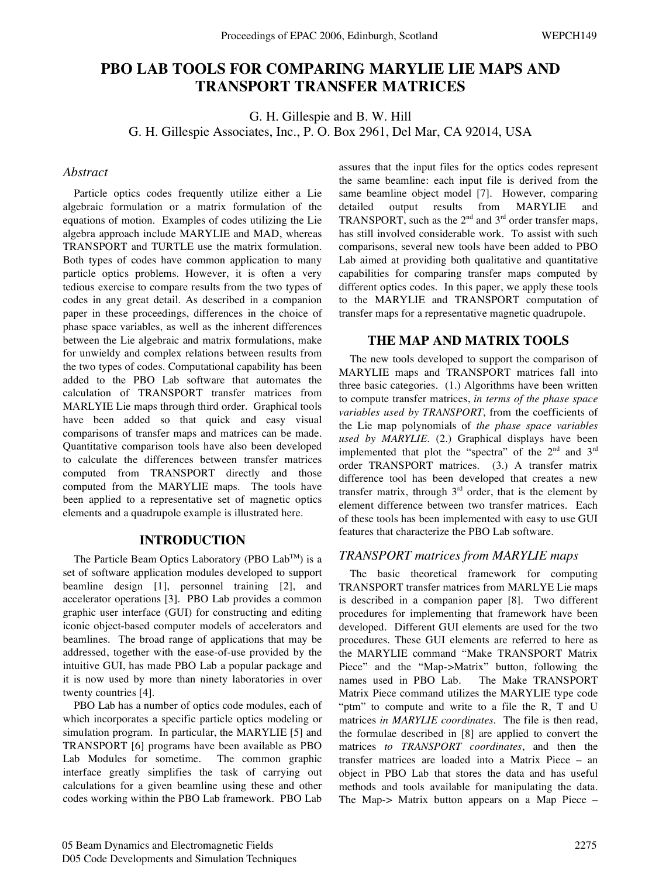# PBO LAB TOOLS FOR COMPARING MARYLIE LIE MAPS AND TRANSPORT TRANSFER MATRICES

G. H. Gillespie and B. W. Hill
G. H. Gillespie Associates, Inc., P. O. Box 2961, Del Mar, CA 92014, USA

## *Abstract*

Particle optics codes frequently utilize either a Lie algebraic formulation or a matrix formulation of the equations of motion. Examples of codes utilizing the Lie algebra approach include MARYLIE and MAD, whereas TRANSPORT and TURTLE use the matrix formulation. Both types of codes have common application to many particle optics problems. However, it is often a very tedious exercise to compare results from the two types of codes in any great detail. As described in a companion paper in these proceedings, differences in the choice of phase space variables, as well as the inherent differences between the Lie algebraic and matrix formulations, make for unwieldy and complex relations between results from the two types of codes. Computational capability has been added to the PBO Lab software that automates the calculation of TRANSPORT transfer matrices from MARLYIE Lie maps through third order. Graphical tools have been added so that quick and easy visual comparisons of transfer maps and matrices can be made. Quantitative comparison tools have also been developed to calculate the differences between transfer matrices computed from TRANSPORT directly and those computed from the MARYLIE maps. The tools have been applied to a representative set of magnetic optics elements and a quadrupole example is illustrated here.

## INTRODUCTION

The Particle Beam Optics Laboratory (PBO Lab™) is a set of software application modules developed to support beamline design [1], personnel training [2], and accelerator operations [3]. PBO Lab provides a common graphic user interface (GUI) for constructing and editing iconic object-based computer models of accelerators and beamlines. The broad range of applications that may be addressed, together with the ease-of-use provided by the intuitive GUI, has made PBO Lab a popular package and it is now used by more than ninety laboratories in over twenty countries [4].

PBO Lab has a number of optics code modules, each of which incorporates a specific particle optics modeling or simulation program. In particular, the MARYLIE [5] and TRANSPORT [6] programs have been available as PBO Lab Modules for sometime. The common graphic interface greatly simplifies the task of carrying out calculations for a given beamline using these and other codes working within the PBO Lab framework. PBO Lab assures that the input files for the optics codes represent the same beamline: each input file is derived from the same beamline object model [7]. However, comparing detailed output results from MARYLIE and TRANSPORT, such as the 2[nd] and 3[rd] order transfer maps, has still involved considerable work. To assist with such comparisons, several new tools have been added to PBO Lab aimed at providing both qualitative and quantitative capabilities for comparing transfer maps computed by different optics codes. In this paper, we apply these tools to the MARYLIE and TRANSPORT computation of transfer maps for a representative magnetic quadrupole.

## THE MAP AND MATRIX TOOLS

The new tools developed to support the comparison of MARYLIE maps and TRANSPORT matrices fall into three basic categories. (1.) Algorithms have been written to compute transfer matrices, *in terms of the phase space variables used by TRANSPORT*, from the coefficients of the Lie map polynomials of *the phase space variables used by MARYLIE*. (2.) Graphical displays have been implemented that plot the "spectra" of the 2[nd] and 3[rd] order TRANSPORT matrices. (3.) A transfer matrix difference tool has been developed that creates a new transfer matrix, through 3[rd] order, that is the element by element difference between two transfer matrices. Each of these tools has been implemented with easy to use GUI features that characterize the PBO Lab software.

### *TRANSPORT matrices from MARYLIE maps*

The basic theoretical framework for computing TRANSPORT transfer matrices from MARLYE Lie maps is described in a companion paper [8]. Two different procedures for implementing that framework have been developed. Different GUI elements are used for the two procedures. These GUI elements are referred to here as the MARYLIE command "Make TRANSPORT Matrix Piece" and the "Map->Matrix" button, following the names used in PBO Lab. The Make TRANSPORT Matrix Piece command utilizes the MARYLIE type code "ptm" to compute and write to a file the R, T and U matrices *in MARYLIE coordinates*. The file is then read, the formulae described in [8] are applied to convert the matrices *to TRANSPORT coordinates*, and then the transfer matrices are loaded into a Matrix Piece – an object in PBO Lab that stores the data and has useful methods and tools available for manipulating the data. The Map-> Matrix button appears on a Map Piece –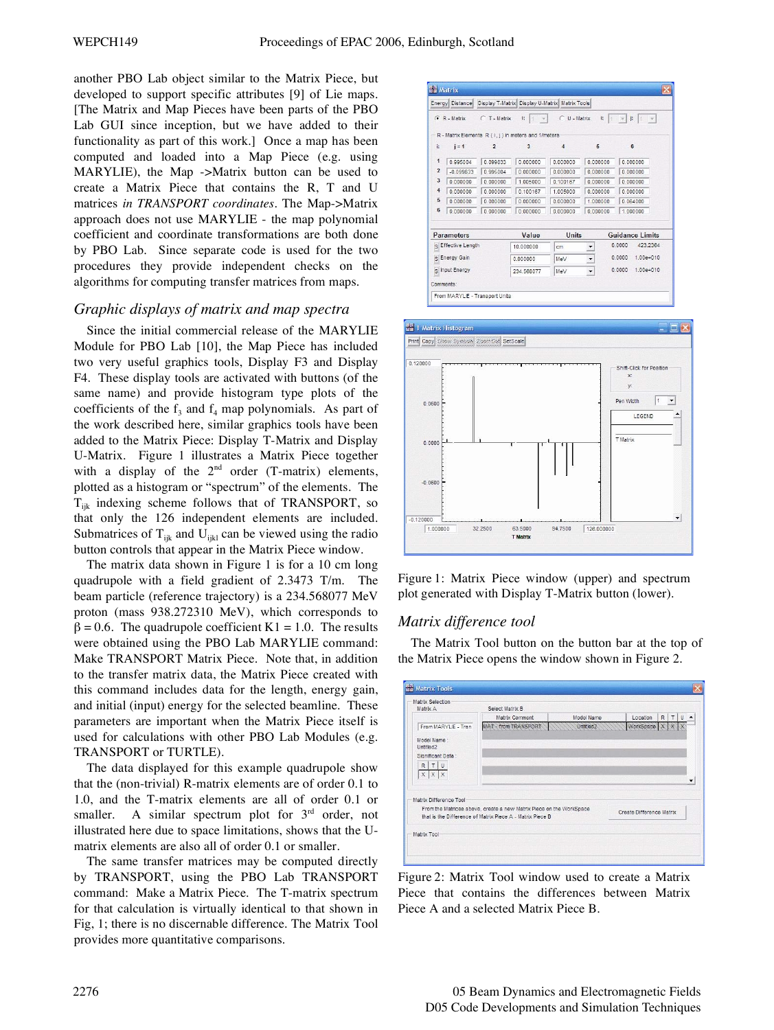another PBO Lab object similar to the Matrix Piece, but developed to support specific attributes [9] of Lie maps. [The Matrix and Map Pieces have been parts of the PBO Lab GUI since inception, but we have added to their functionality as part of this work.] Once a map has been computed and loaded into a Map Piece (e.g. using MARYLIE), the Map ->Matrix button can be used to create a Matrix Piece that contains the R, T and U matrices *in TRANSPORT coordinates*. The Map->Matrix approach does not use MARYLIE - the map polynomial coefficient and coordinate transformations are both done by PBO Lab. Since separate code is used for the two procedures they provide independent checks on the algorithms for computing transfer matrices from maps.

### *Graphic displays of matrix and map spectra*

Since the initial commercial release of the MARYLIE Module for PBO Lab [10], the Map Piece has included two very useful graphics tools, Display F3 and Display F4. These display tools are activated with buttons (of the same name) and provide histogram type plots of the coefficients of the $f_3$ and $f_4$ map polynomials. As part of the work described here, similar graphics tools have been added to the Matrix Piece: Display T-Matrix and Display U-Matrix. Figure 1 illustrates a Matrix Piece together with a display of the 2[nd] order (T-matrix) elements, plotted as a histogram or "spectrum" of the elements. The $T_{ijk}$ indexing scheme follows that of TRANSPORT, so that only the 126 independent elements are included. Submatrices of $T_{ijk}$ and $U_{ijkl}$ can be viewed using the radio button controls that appear in the Matrix Piece window.

The matrix data shown in Figure 1 is for a 10 cm long quadrupole with a field gradient of 2.3473 T/m. The beam particle (reference trajectory) is a 234.568077 MeV proton (mass 938.272310 MeV), which corresponds to $\beta = 0.6$. The quadrupole coefficient K1 = 1.0. The results were obtained using the PBO Lab MARYLIE command: Make TRANSPORT Matrix Piece. Note that, in addition to the transfer matrix data, the Matrix Piece created with this command includes data for the length, energy gain, and initial (input) energy for the selected beamline. These parameters are important when the Matrix Piece itself is used for calculations with other PBO Lab Modules (e.g. TRANSPORT or TURTLE).

The data displayed for this example quadrupole show that the (non-trivial) R-matrix elements are of order 0.1 to 1.0, and the T-matrix elements are all of order 0.1 or smaller. A similar spectrum plot for 3[rd] order, not illustrated here due to space limitations, shows that the U-matrix elements are also all of order 0.1 or smaller.

The same transfer matrices may be computed directly by TRANSPORT, using the PBO Lab TRANSPORT command: Make a Matrix Piece. The T-matrix spectrum for that calculation is virtually identical to that shown in Fig, 1; there is no discernable difference. The Matrix Tool provides more quantitative comparisons.

Figure 1: Matrix Piece window (upper) and spectrum plot generated with Display T-Matrix button (lower).

### *Matrix difference tool*

The Matrix Tool button on the button bar at the top of the Matrix Piece opens the window shown in Figure 2.

Figure 2: Matrix Tool window used to create a Matrix Piece that contains the differences between Matrix Piece A and a selected Matrix Piece B.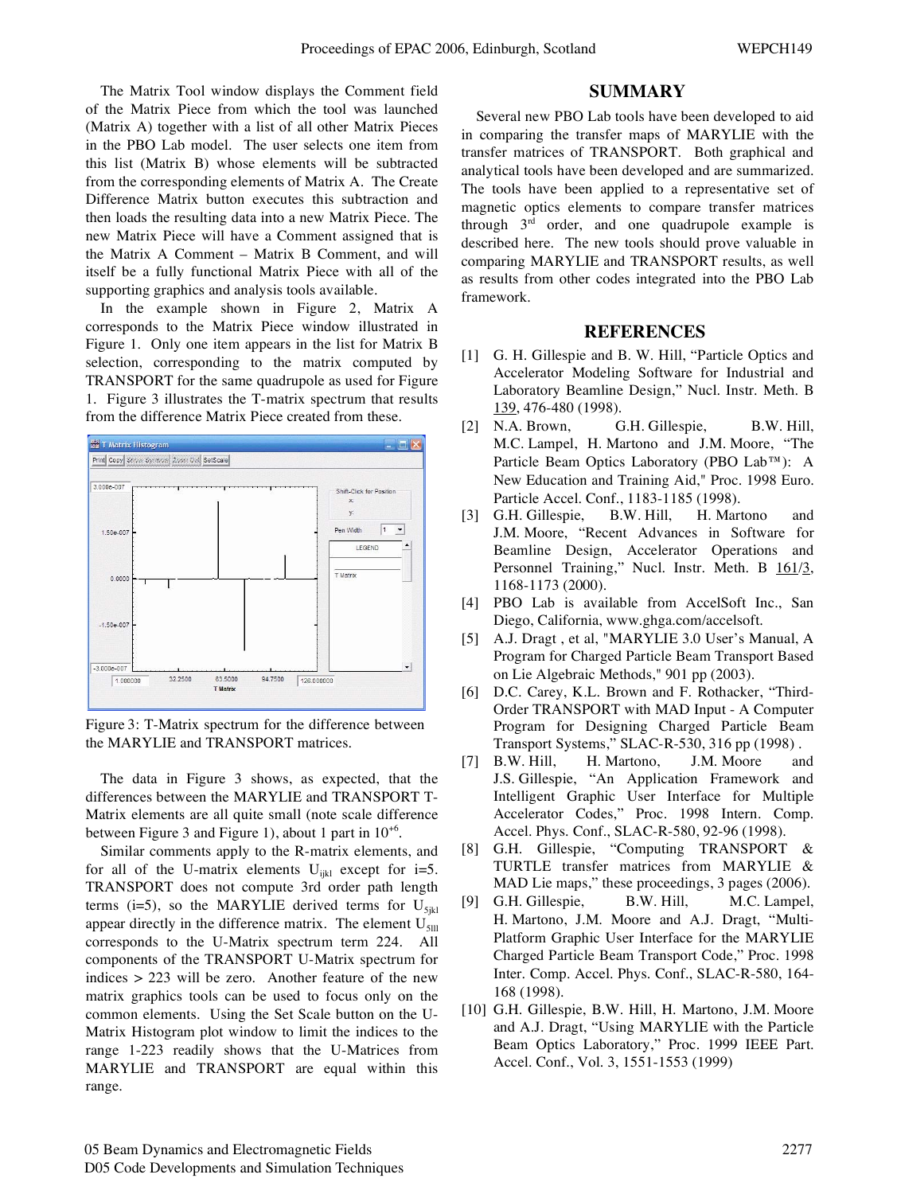The Matrix Tool window displays the Comment field of the Matrix Piece from which the tool was launched (Matrix A) together with a list of all other Matrix Pieces in the PBO Lab model. The user selects one item from this list (Matrix B) whose elements will be subtracted from the corresponding elements of Matrix A. The Create Difference Matrix button executes this subtraction and then loads the resulting data into a new Matrix Piece. The new Matrix Piece will have a Comment assigned that is the Matrix A Comment – Matrix B Comment, and will itself be a fully functional Matrix Piece with all of the supporting graphics and analysis tools available.

In the example shown in Figure 2, Matrix A corresponds to the Matrix Piece window illustrated in Figure 1. Only one item appears in the list for Matrix B selection, corresponding to the matrix computed by TRANSPORT for the same quadrupole as used for Figure 1. Figure 3 illustrates the T-matrix spectrum that results from the difference Matrix Piece created from these.

T Matrix Histogram

Print Copy Show Symbols Zoom Out SetScale

3.000e-007

1.50e-007

0.0000

-1.50e-007

-3.000e-007

1.000000 32.2500 63.5000 94.7500 126.000000

T Matrix

Shift-Click for Position

x:

y:

Pen Width 1

LEGEND

T Matrix

Figure 3: T-Matrix spectrum for the difference between the MARYLIE and TRANSPORT matrices.

The data in Figure 3 shows, as expected, that the differences between the MARYLIE and TRANSPORT T-Matrix elements are all quite small (note scale difference between Figure 3 and Figure 1), about 1 part in $10^{+6}$.

Similar comments apply to the R-matrix elements, and for all of the U-matrix elements $U_{ijkl}$ except for i=5. TRANSPORT does not compute 3rd order path length terms (i=5), so the MARYLIE derived terms for $U_{5jkl}$ appear directly in the difference matrix. The element $U_{5lll}$ corresponds to the U-Matrix spectrum term 224. All components of the TRANSPORT U-Matrix spectrum for indices > 223 will be zero. Another feature of the new matrix graphics tools can be used to focus only on the common elements. Using the Set Scale button on the U-Matrix Histogram plot window to limit the indices to the range 1-223 readily shows that the U-Matrices from MARYLIE and TRANSPORT are equal within this range.

## SUMMARY

Several new PBO Lab tools have been developed to aid in comparing the transfer maps of MARYLIE with the transfer matrices of TRANSPORT. Both graphical and analytical tools have been developed and are summarized. The tools have been applied to a representative set of magnetic optics elements to compare transfer matrices through 3rd order, and one quadrupole example is described here. The new tools should prove valuable in comparing MARYLIE and TRANSPORT results, as well as results from other codes integrated into the PBO Lab framework.

## REFERENCES

[1] G. H. Gillespie and B. W. Hill, "Particle Optics and Accelerator Modeling Software for Industrial and Laboratory Beamline Design," Nucl. Instr. Meth. B 139, 476-480 (1998).

[2] N.A. Brown, G.H. Gillespie, B.W. Hill, M.C. Lampel, H. Martono and J.M. Moore, "The Particle Beam Optics Laboratory (PBO Lab™): A New Education and Training Aid," Proc. 1998 Euro. Particle Accel. Conf., 1183-1185 (1998).

[3] G.H. Gillespie, B.W. Hill, H. Martono and J.M. Moore, "Recent Advances in Software for Beamline Design, Accelerator Operations and Personnel Training," Nucl. Instr. Meth. B 161/3, 1168-1173 (2000).

[4] PBO Lab is available from AccelSoft Inc., San Diego, California, www.ghga.com/accelsoft.

[5] A.J. Dragt , et al, "MARYLIE 3.0 User's Manual, A Program for Charged Particle Beam Transport Based on Lie Algebraic Methods," 901 pp (2003).

[6] D.C. Carey, K.L. Brown and F. Rothacker, "Third-Order TRANSPORT with MAD Input - A Computer Program for Designing Charged Particle Beam Transport Systems," SLAC-R-530, 316 pp (1998) .

[7] B.W. Hill, H. Martono, J.M. Moore and J.S. Gillespie, "An Application Framework and Intelligent Graphic User Interface for Multiple Accelerator Codes," Proc. 1998 Intern. Comp. Accel. Phys. Conf., SLAC-R-580, 92-96 (1998).

[8] G.H. Gillespie, "Computing TRANSPORT & TURTLE transfer matrices from MARYLIE & MAD Lie maps," these proceedings, 3 pages (2006).

[9] G.H. Gillespie, B.W. Hill, M.C. Lampel, H. Martono, J.M. Moore and A.J. Dragt, "Multi-Platform Graphic User Interface for the MARYLIE Charged Particle Beam Transport Code," Proc. 1998 Inter. Comp. Accel. Phys. Conf., SLAC-R-580, 164-168 (1998).

[10] G.H. Gillespie, B.W. Hill, H. Martono, J.M. Moore and A.J. Dragt, "Using MARYLIE with the Particle Beam Optics Laboratory," Proc. 1999 IEEE Part. Accel. Conf., Vol. 3, 1551-1553 (1999)